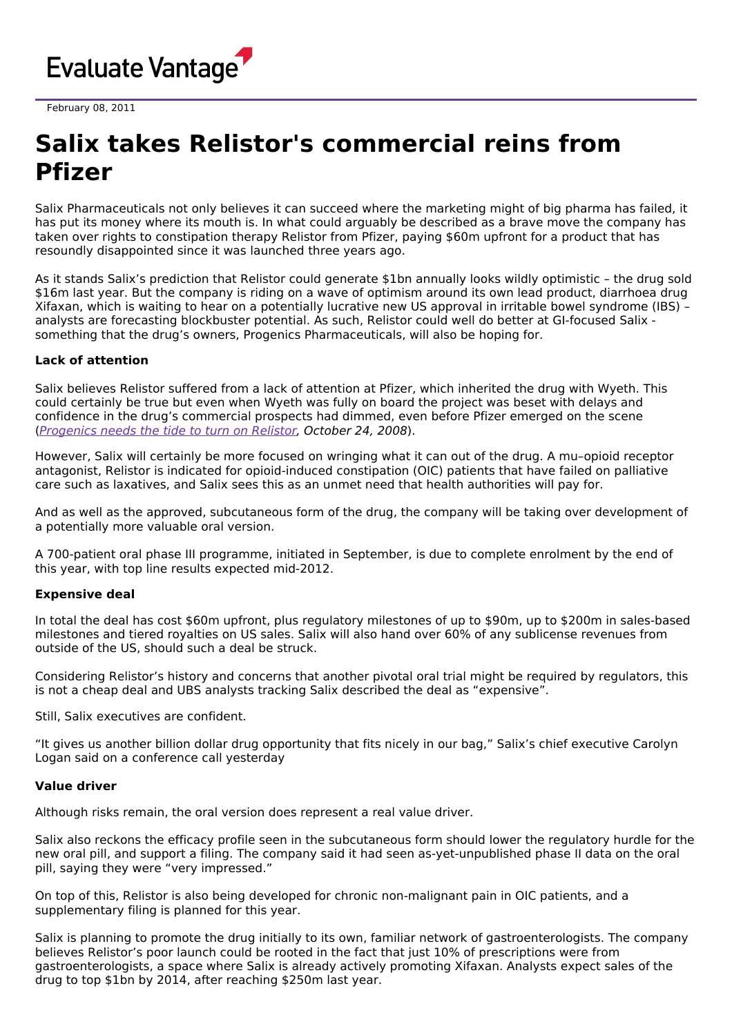February 08, 2011

# Salix takes Relistor's commercial reins from Pfizer

Salix Pharmaceuticals not only believes it can succeed where the marketing might of big pharma has failed, it has put its money where its mouth is. In what could arguably be described as a brave move the company has taken over rights to constipation therapy Relistor from Pfizer, paying $60m upfront for a product that has resoundly disappointed since it was launched three years ago.

As it stands Salix's prediction that Relistor could generate $1bn annually looks wildly optimistic – the drug sold $16m last year. But the company is riding on a wave of optimism around its own lead product, diarrhoea drug Xifaxan, which is waiting to hear on a potentially lucrative new US approval in irritable bowel syndrome (IBS) – analysts are forecasting blockbuster potential. As such, Relistor could well do better at GI-focused Salix - something that the drug's owners, Progenics Pharmaceuticals, will also be hoping for.

**Lack of attention**

Salix believes Relistor suffered from a lack of attention at Pfizer, which inherited the drug with Wyeth. This could certainly be true but even when Wyeth was fully on board the project was beset with delays and confidence in the drug's commercial prospects had dimmed, even before Pfizer emerged on the scene (*Progenics needs the tide to turn on Relistor, October 24, 2008*).

However, Salix will certainly be more focused on wringing what it can out of the drug. A mu–opioid receptor antagonist, Relistor is indicated for opioid-induced constipation (OIC) patients that have failed on palliative care such as laxatives, and Salix sees this as an unmet need that health authorities will pay for.

And as well as the approved, subcutaneous form of the drug, the company will be taking over development of a potentially more valuable oral version.

A 700-patient oral phase III programme, initiated in September, is due to complete enrolment by the end of this year, with top line results expected mid-2012.

**Expensive deal**

In total the deal has cost $60m upfront, plus regulatory milestones of up to $90m, up to $200m in sales-based milestones and tiered royalties on US sales. Salix will also hand over 60% of any sublicense revenues from outside of the US, should such a deal be struck.

Considering Relistor's history and concerns that another pivotal oral trial might be required by regulators, this is not a cheap deal and UBS analysts tracking Salix described the deal as "expensive".

Still, Salix executives are confident.

"It gives us another billion dollar drug opportunity that fits nicely in our bag," Salix's chief executive Carolyn Logan said on a conference call yesterday

**Value driver**

Although risks remain, the oral version does represent a real value driver.

Salix also reckons the efficacy profile seen in the subcutaneous form should lower the regulatory hurdle for the new oral pill, and support a filing. The company said it had seen as-yet-unpublished phase II data on the oral pill, saying they were "very impressed."

On top of this, Relistor is also being developed for chronic non-malignant pain in OIC patients, and a supplementary filing is planned for this year.

Salix is planning to promote the drug initially to its own, familiar network of gastroenterologists. The company believes Relistor's poor launch could be rooted in the fact that just 10% of prescriptions were from gastroenterologists, a space where Salix is already actively promoting Xifaxan. Analysts expect sales of the drug to top $1bn by 2014, after reaching $250m last year.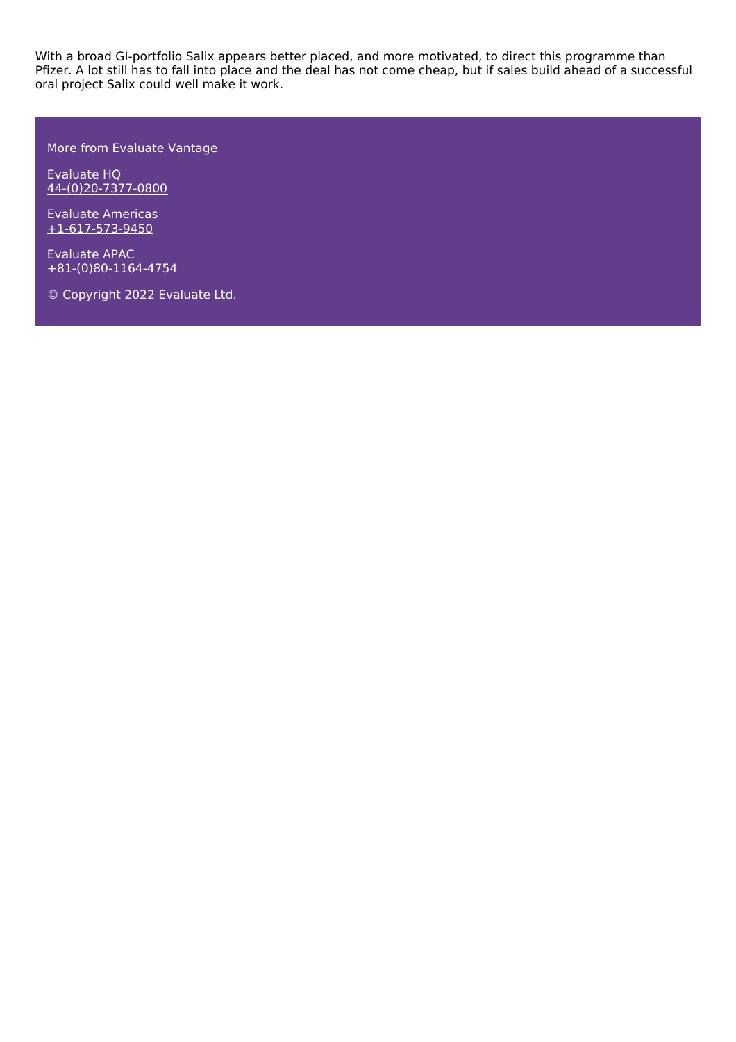With a broad GI-portfolio Salix appears better placed, and more motivated, to direct this programme than Pfizer. A lot still has to fall into place and the deal has not come cheap, but if sales build ahead of a successful oral project Salix could well make it work.

More from Evaluate Vantage

Evaluate HQ
44-(0)20-7377-0800

Evaluate Americas
+1-617-573-9450

Evaluate APAC
+81-(0)80-1164-4754

© Copyright 2022 Evaluate Ltd.